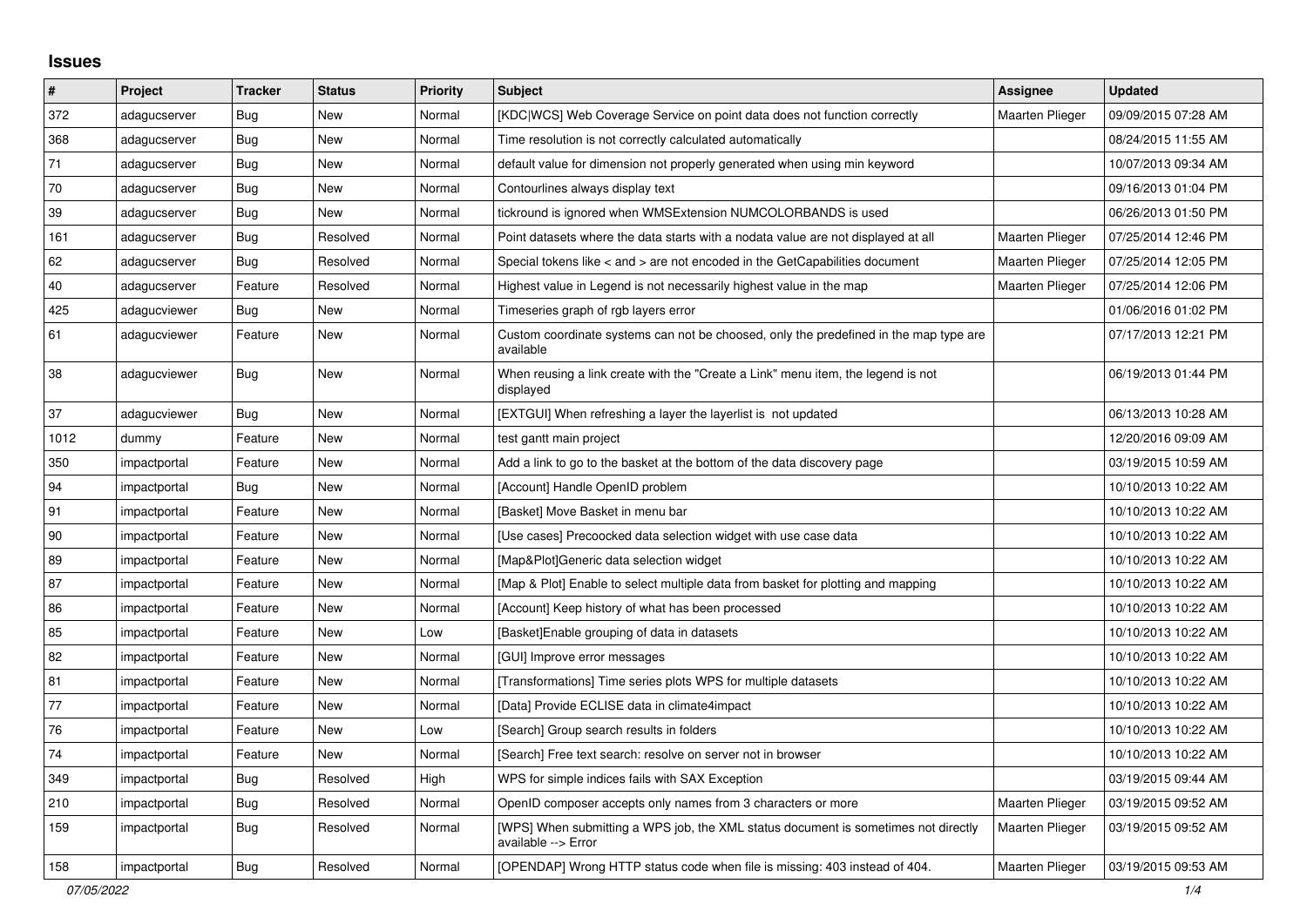# Issues

| # | Project | Tracker | Status | Priority | Subject | Assignee | Updated |
|---|---|---|---|---|---|---|---|
| 372 | adagucserver | Bug | New | Normal | [KDC\|WCS] Web Coverage Service on point data does not function correctly | Maarten Plieger | 09/09/2015 07:28 AM |
| 368 | adagucserver | Bug | New | Normal | Time resolution is not correctly calculated automatically | | 08/24/2015 11:55 AM |
| 71 | adagucserver | Bug | New | Normal | default value for dimension not properly generated when using min keyword | | 10/07/2013 09:34 AM |
| 70 | adagucserver | Bug | New | Normal | Contourlines always display text | | 09/16/2013 01:04 PM |
| 39 | adagucserver | Bug | New | Normal | tickround is ignored when WMSExtension NUMCOLORBANDS is used | | 06/26/2013 01:50 PM |
| 161 | adagucserver | Bug | Resolved | Normal | Point datasets where the data starts with a nodata value are not displayed at all | Maarten Plieger | 07/25/2014 12:46 PM |
| 62 | adagucserver | Bug | Resolved | Normal | Special tokens like < and > are not encoded in the GetCapabilities document | Maarten Plieger | 07/25/2014 12:05 PM |
| 40 | adagucserver | Feature | Resolved | Normal | Highest value in Legend is not necessarily highest value in the map | Maarten Plieger | 07/25/2014 12:06 PM |
| 425 | adagucviewer | Bug | New | Normal | Timeseries graph of rgb layers error | | 01/06/2016 01:02 PM |
| 61 | adagucviewer | Feature | New | Normal | Custom coordinate systems can not be choosed, only the predefined in the map type are available | | 07/17/2013 12:21 PM |
| 38 | adagucviewer | Bug | New | Normal | When reusing a link create with the "Create a Link" menu item, the legend is not displayed | | 06/19/2013 01:44 PM |
| 37 | adagucviewer | Bug | New | Normal | [EXTGUI] When refreshing a layer the layerlist is not updated | | 06/13/2013 10:28 AM |
| 1012 | dummy | Feature | New | Normal | test gantt main project | | 12/20/2016 09:09 AM |
| 350 | impactportal | Feature | New | Normal | Add a link to go to the basket at the bottom of the data discovery page | | 03/19/2015 10:59 AM |
| 94 | impactportal | Bug | New | Normal | [Account] Handle OpenID problem | | 10/10/2013 10:22 AM |
| 91 | impactportal | Feature | New | Normal | [Basket] Move Basket in menu bar | | 10/10/2013 10:22 AM |
| 90 | impactportal | Feature | New | Normal | [Use cases] Precoocked data selection widget with use case data | | 10/10/2013 10:22 AM |
| 89 | impactportal | Feature | New | Normal | [Map&Plot]Generic data selection widget | | 10/10/2013 10:22 AM |
| 87 | impactportal | Feature | New | Normal | [Map & Plot] Enable to select multiple data from basket for plotting and mapping | | 10/10/2013 10:22 AM |
| 86 | impactportal | Feature | New | Normal | [Account] Keep history of what has been processed | | 10/10/2013 10:22 AM |
| 85 | impactportal | Feature | New | Low | [Basket]Enable grouping of data in datasets | | 10/10/2013 10:22 AM |
| 82 | impactportal | Feature | New | Normal | [GUI] Improve error messages | | 10/10/2013 10:22 AM |
| 81 | impactportal | Feature | New | Normal | [Transformations] Time series plots WPS for multiple datasets | | 10/10/2013 10:22 AM |
| 77 | impactportal | Feature | New | Normal | [Data] Provide ECLISE data in climate4impact | | 10/10/2013 10:22 AM |
| 76 | impactportal | Feature | New | Low | [Search] Group search results in folders | | 10/10/2013 10:22 AM |
| 74 | impactportal | Feature | New | Normal | [Search] Free text search: resolve on server not in browser | | 10/10/2013 10:22 AM |
| 349 | impactportal | Bug | Resolved | High | WPS for simple indices fails with SAX Exception | | 03/19/2015 09:44 AM |
| 210 | impactportal | Bug | Resolved | Normal | OpenID composer accepts only names from 3 characters or more | Maarten Plieger | 03/19/2015 09:52 AM |
| 159 | impactportal | Bug | Resolved | Normal | [WPS] When submitting a WPS job, the XML status document is sometimes not directly available --> Error | Maarten Plieger | 03/19/2015 09:52 AM |
| 158 | impactportal | Bug | Resolved | Normal | [OPENDAP] Wrong HTTP status code when file is missing: 403 instead of 404. | Maarten Plieger | 03/19/2015 09:53 AM |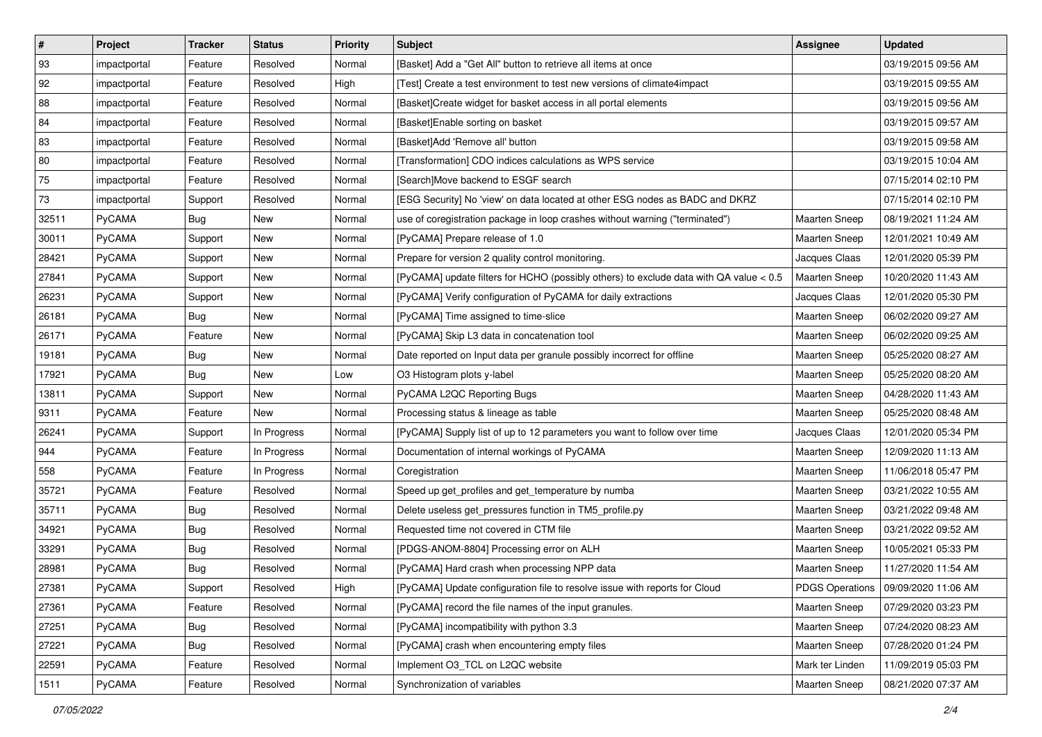| # | Project | Tracker | Status | Priority | Subject | Assignee | Updated |
|---|---|---|---|---|---|---|---|
| 93 | impactportal | Feature | Resolved | Normal | [Basket] Add a "Get All" button to retrieve all items at once | | 03/19/2015 09:56 AM |
| 92 | impactportal | Feature | Resolved | High | [Test] Create a test environment to test new versions of climate4impact | | 03/19/2015 09:55 AM |
| 88 | impactportal | Feature | Resolved | Normal | [Basket]Create widget for basket access in all portal elements | | 03/19/2015 09:56 AM |
| 84 | impactportal | Feature | Resolved | Normal | [Basket]Enable sorting on basket | | 03/19/2015 09:57 AM |
| 83 | impactportal | Feature | Resolved | Normal | [Basket]Add 'Remove all' button | | 03/19/2015 09:58 AM |
| 80 | impactportal | Feature | Resolved | Normal | [Transformation] CDO indices calculations as WPS service | | 03/19/2015 10:04 AM |
| 75 | impactportal | Feature | Resolved | Normal | [Search]Move backend to ESGF search | | 07/15/2014 02:10 PM |
| 73 | impactportal | Support | Resolved | Normal | [ESG Security] No 'view' on data located at other ESG nodes as BADC and DKRZ | | 07/15/2014 02:10 PM |
| 32511 | PyCAMA | Bug | New | Normal | use of coregistration package in loop crashes without warning ("terminated") | Maarten Sneep | 08/19/2021 11:24 AM |
| 30011 | PyCAMA | Support | New | Normal | [PyCAMA] Prepare release of 1.0 | Maarten Sneep | 12/01/2021 10:49 AM |
| 28421 | PyCAMA | Support | New | Normal | Prepare for version 2 quality control monitoring. | Jacques Claas | 12/01/2020 05:39 PM |
| 27841 | PyCAMA | Support | New | Normal | [PyCAMA] update filters for HCHO (possibly others) to exclude data with QA value < 0.5 | Maarten Sneep | 10/20/2020 11:43 AM |
| 26231 | PyCAMA | Support | New | Normal | [PyCAMA] Verify configuration of PyCAMA for daily extractions | Jacques Claas | 12/01/2020 05:30 PM |
| 26181 | PyCAMA | Bug | New | Normal | [PyCAMA] Time assigned to time-slice | Maarten Sneep | 06/02/2020 09:27 AM |
| 26171 | PyCAMA | Feature | New | Normal | [PyCAMA] Skip L3 data in concatenation tool | Maarten Sneep | 06/02/2020 09:25 AM |
| 19181 | PyCAMA | Bug | New | Normal | Date reported on Input data per granule possibly incorrect for offline | Maarten Sneep | 05/25/2020 08:27 AM |
| 17921 | PyCAMA | Bug | New | Low | O3 Histogram plots y-label | Maarten Sneep | 05/25/2020 08:20 AM |
| 13811 | PyCAMA | Support | New | Normal | PyCAMA L2QC Reporting Bugs | Maarten Sneep | 04/28/2020 11:43 AM |
| 9311 | PyCAMA | Feature | New | Normal | Processing status & lineage as table | Maarten Sneep | 05/25/2020 08:48 AM |
| 26241 | PyCAMA | Support | In Progress | Normal | [PyCAMA] Supply list of up to 12 parameters you want to follow over time | Jacques Claas | 12/01/2020 05:34 PM |
| 944 | PyCAMA | Feature | In Progress | Normal | Documentation of internal workings of PyCAMA | Maarten Sneep | 12/09/2020 11:13 AM |
| 558 | PyCAMA | Feature | In Progress | Normal | Coregistration | Maarten Sneep | 11/06/2018 05:47 PM |
| 35721 | PyCAMA | Feature | Resolved | Normal | Speed up get_profiles and get_temperature by numba | Maarten Sneep | 03/21/2022 10:55 AM |
| 35711 | PyCAMA | Bug | Resolved | Normal | Delete useless get_pressures function in TM5_profile.py | Maarten Sneep | 03/21/2022 09:48 AM |
| 34921 | PyCAMA | Bug | Resolved | Normal | Requested time not covered in CTM file | Maarten Sneep | 03/21/2022 09:52 AM |
| 33291 | PyCAMA | Bug | Resolved | Normal | [PDGS-ANOM-8804] Processing error on ALH | Maarten Sneep | 10/05/2021 05:33 PM |
| 28981 | PyCAMA | Bug | Resolved | Normal | [PyCAMA] Hard crash when processing NPP data | Maarten Sneep | 11/27/2020 11:54 AM |
| 27381 | PyCAMA | Support | Resolved | High | [PyCAMA] Update configuration file to resolve issue with reports for Cloud | PDGS Operations | 09/09/2020 11:06 AM |
| 27361 | PyCAMA | Feature | Resolved | Normal | [PyCAMA] record the file names of the input granules. | Maarten Sneep | 07/29/2020 03:23 PM |
| 27251 | PyCAMA | Bug | Resolved | Normal | [PyCAMA] incompatibility with python 3.3 | Maarten Sneep | 07/24/2020 08:23 AM |
| 27221 | PyCAMA | Bug | Resolved | Normal | [PyCAMA] crash when encountering empty files | Maarten Sneep | 07/28/2020 01:24 PM |
| 22591 | PyCAMA | Feature | Resolved | Normal | Implement O3_TCL on L2QC website | Mark ter Linden | 11/09/2019 05:03 PM |
| 1511 | PyCAMA | Feature | Resolved | Normal | Synchronization of variables | Maarten Sneep | 08/21/2020 07:37 AM |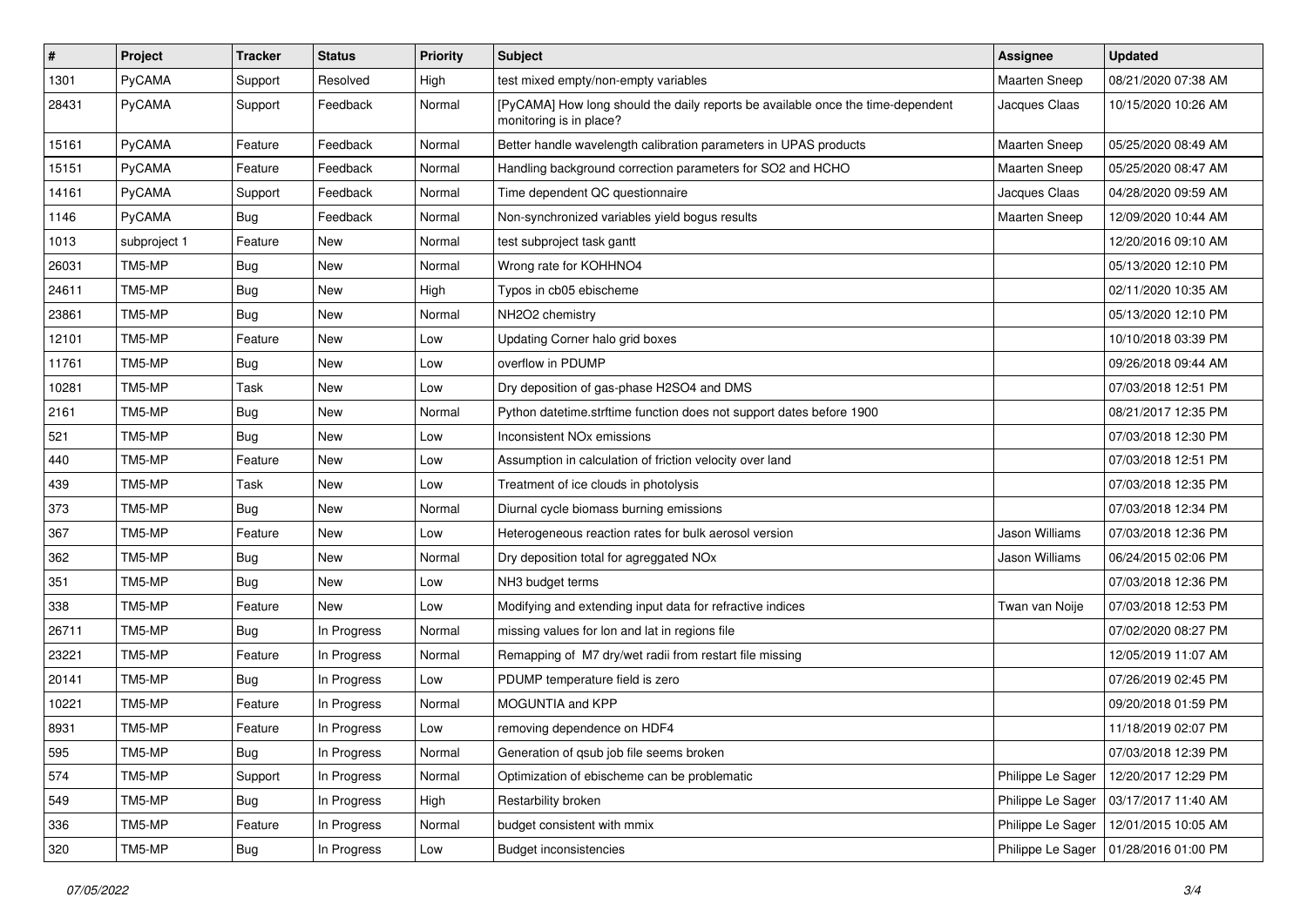| # | Project | Tracker | Status | Priority | Subject | Assignee | Updated |
|---|---|---|---|---|---|---|---|
| 1301 | PyCAMA | Support | Resolved | High | test mixed empty/non-empty variables | Maarten Sneep | 08/21/2020 07:38 AM |
| 28431 | PyCAMA | Support | Feedback | Normal | [PyCAMA] How long should the daily reports be available once the time-dependent monitoring is in place? | Jacques Claas | 10/15/2020 10:26 AM |
| 15161 | PyCAMA | Feature | Feedback | Normal | Better handle wavelength calibration parameters in UPAS products | Maarten Sneep | 05/25/2020 08:49 AM |
| 15151 | PyCAMA | Feature | Feedback | Normal | Handling background correction parameters for SO2 and HCHO | Maarten Sneep | 05/25/2020 08:47 AM |
| 14161 | PyCAMA | Support | Feedback | Normal | Time dependent QC questionnaire | Jacques Claas | 04/28/2020 09:59 AM |
| 1146 | PyCAMA | Bug | Feedback | Normal | Non-synchronized variables yield bogus results | Maarten Sneep | 12/09/2020 10:44 AM |
| 1013 | subproject 1 | Feature | New | Normal | test subproject task gantt | | 12/20/2016 09:10 AM |
| 26031 | TM5-MP | Bug | New | Normal | Wrong rate for KOHHNO4 | | 05/13/2020 12:10 PM |
| 24611 | TM5-MP | Bug | New | High | Typos in cb05 ebischeme | | 02/11/2020 10:35 AM |
| 23861 | TM5-MP | Bug | New | Normal | NH2O2 chemistry | | 05/13/2020 12:10 PM |
| 12101 | TM5-MP | Feature | New | Low | Updating Corner halo grid boxes | | 10/10/2018 03:39 PM |
| 11761 | TM5-MP | Bug | New | Low | overflow in PDUMP | | 09/26/2018 09:44 AM |
| 10281 | TM5-MP | Task | New | Low | Dry deposition of gas-phase H2SO4 and DMS | | 07/03/2018 12:51 PM |
| 2161 | TM5-MP | Bug | New | Normal | Python datetime.strftime function does not support dates before 1900 | | 08/21/2017 12:35 PM |
| 521 | TM5-MP | Bug | New | Low | Inconsistent NOx emissions | | 07/03/2018 12:30 PM |
| 440 | TM5-MP | Feature | New | Low | Assumption in calculation of friction velocity over land | | 07/03/2018 12:51 PM |
| 439 | TM5-MP | Task | New | Low | Treatment of ice clouds in photolysis | | 07/03/2018 12:35 PM |
| 373 | TM5-MP | Bug | New | Normal | Diurnal cycle biomass burning emissions | | 07/03/2018 12:34 PM |
| 367 | TM5-MP | Feature | New | Low | Heterogeneous reaction rates for bulk aerosol version | Jason Williams | 07/03/2018 12:36 PM |
| 362 | TM5-MP | Bug | New | Normal | Dry deposition total for agreggated NOx | Jason Williams | 06/24/2015 02:06 PM |
| 351 | TM5-MP | Bug | New | Low | NH3 budget terms | | 07/03/2018 12:36 PM |
| 338 | TM5-MP | Feature | New | Low | Modifying and extending input data for refractive indices | Twan van Noije | 07/03/2018 12:53 PM |
| 26711 | TM5-MP | Bug | In Progress | Normal | missing values for lon and lat in regions file | | 07/02/2020 08:27 PM |
| 23221 | TM5-MP | Feature | In Progress | Normal | Remapping of M7 dry/wet radii from restart file missing | | 12/05/2019 11:07 AM |
| 20141 | TM5-MP | Bug | In Progress | Low | PDUMP temperature field is zero | | 07/26/2019 02:45 PM |
| 10221 | TM5-MP | Feature | In Progress | Normal | MOGUNTIA and KPP | | 09/20/2018 01:59 PM |
| 8931 | TM5-MP | Feature | In Progress | Low | removing dependence on HDF4 | | 11/18/2019 02:07 PM |
| 595 | TM5-MP | Bug | In Progress | Normal | Generation of qsub job file seems broken | | 07/03/2018 12:39 PM |
| 574 | TM5-MP | Support | In Progress | Normal | Optimization of ebischeme can be problematic | Philippe Le Sager | 12/20/2017 12:29 PM |
| 549 | TM5-MP | Bug | In Progress | High | Restarbility broken | Philippe Le Sager | 03/17/2017 11:40 AM |
| 336 | TM5-MP | Feature | In Progress | Normal | budget consistent with mmix | Philippe Le Sager | 12/01/2015 10:05 AM |
| 320 | TM5-MP | Bug | In Progress | Low | Budget inconsistencies | Philippe Le Sager | 01/28/2016 01:00 PM |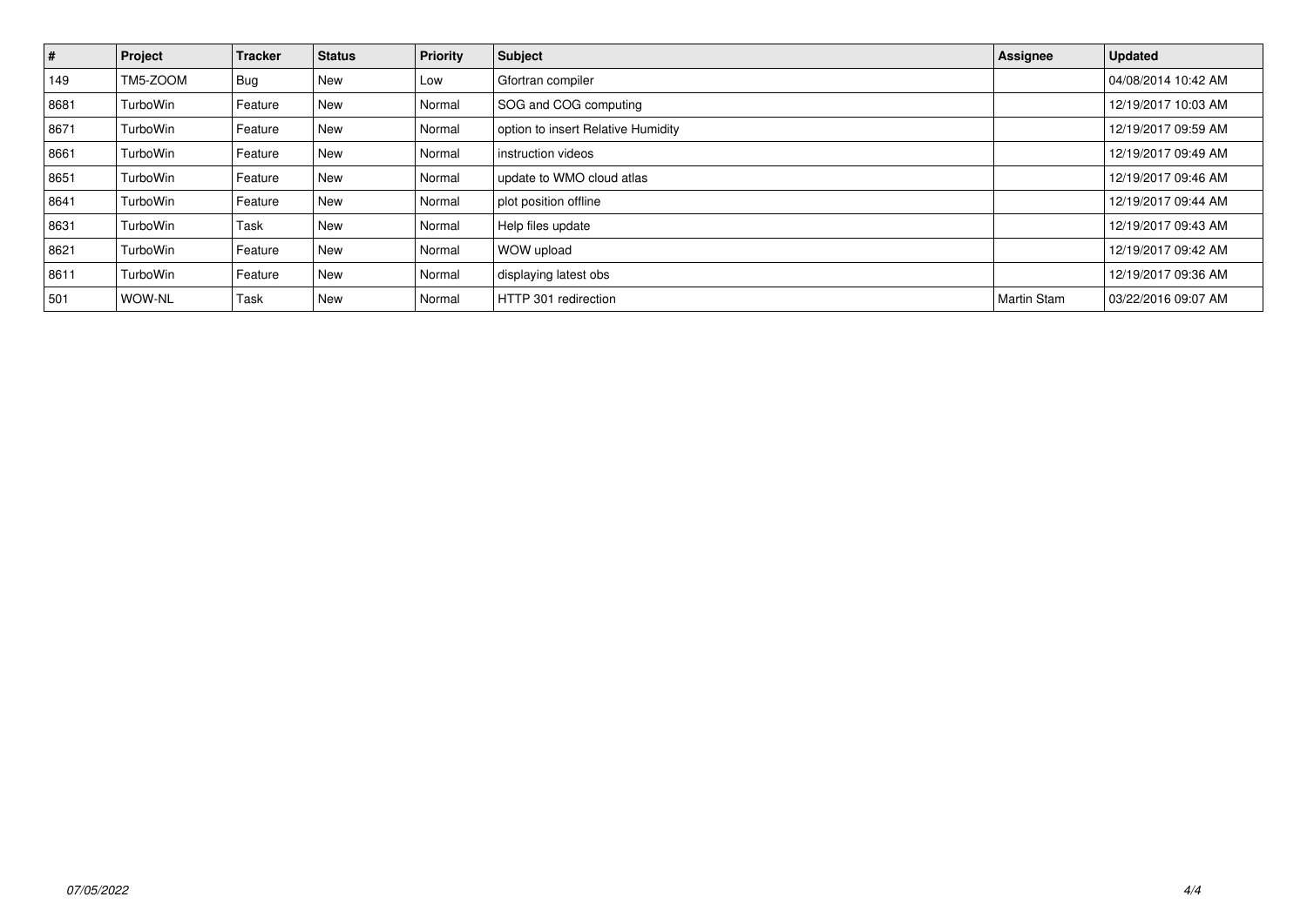| # | Project | Tracker | Status | Priority | Subject | Assignee | Updated |
|---|---|---|---|---|---|---|---|
| 149 | TM5-ZOOM | Bug | New | Low | Gfortran compiler | | 04/08/2014 10:42 AM |
| 8681 | TurboWin | Feature | New | Normal | SOG and COG computing | | 12/19/2017 10:03 AM |
| 8671 | TurboWin | Feature | New | Normal | option to insert Relative Humidity | | 12/19/2017 09:59 AM |
| 8661 | TurboWin | Feature | New | Normal | instruction videos | | 12/19/2017 09:49 AM |
| 8651 | TurboWin | Feature | New | Normal | update to WMO cloud atlas | | 12/19/2017 09:46 AM |
| 8641 | TurboWin | Feature | New | Normal | plot position offline | | 12/19/2017 09:44 AM |
| 8631 | TurboWin | Task | New | Normal | Help files update | | 12/19/2017 09:43 AM |
| 8621 | TurboWin | Feature | New | Normal | WOW upload | | 12/19/2017 09:42 AM |
| 8611 | TurboWin | Feature | New | Normal | displaying latest obs | | 12/19/2017 09:36 AM |
| 501 | WOW-NL | Task | New | Normal | HTTP 301 redirection | Martin Stam | 03/22/2016 09:07 AM |

*07/05/2022*